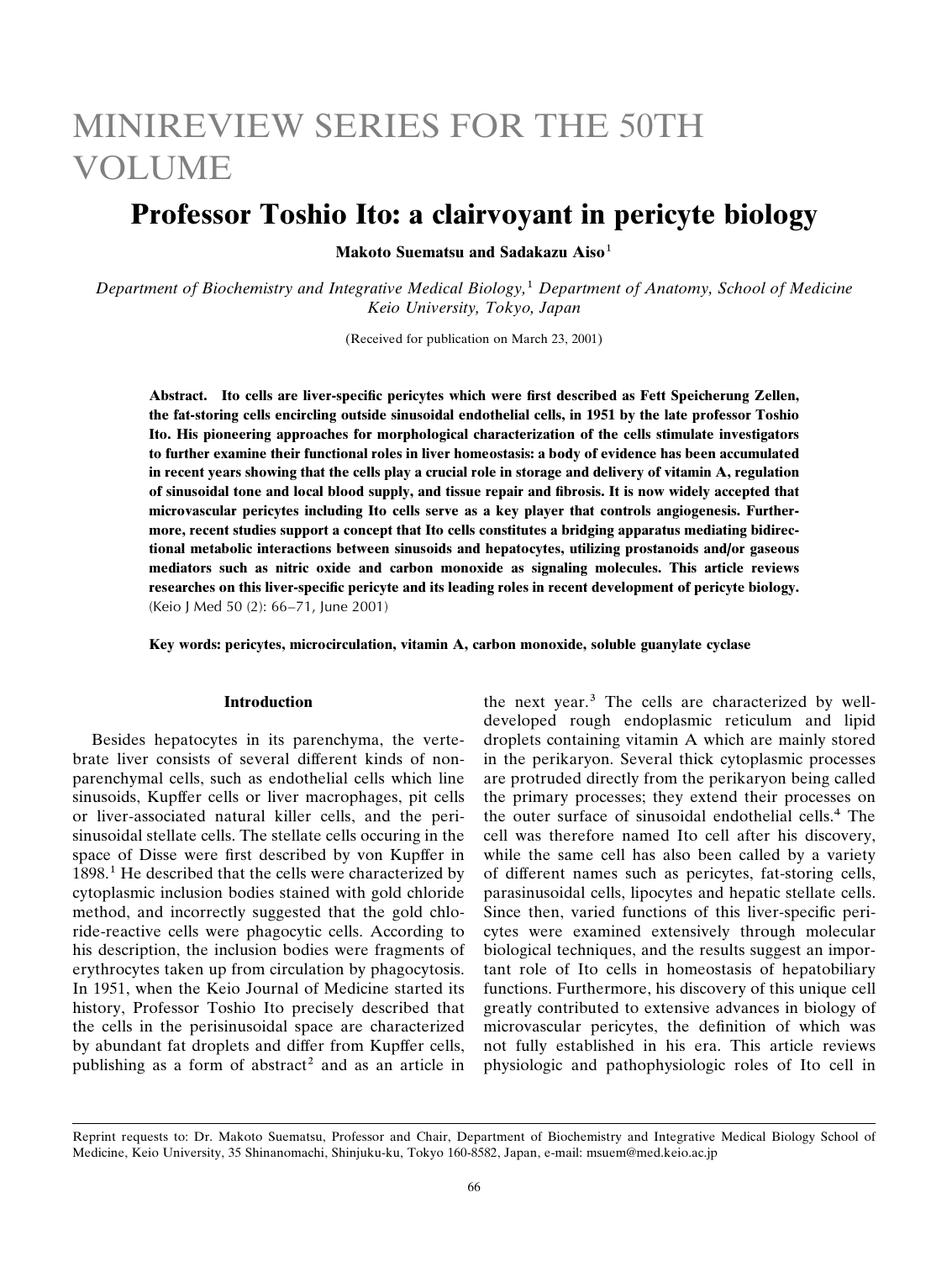# MINIREVIEW SERIES FOR THE 50TH VOLUME

## Professor Toshio Ito: a clairvoyant in pericyte biology

**Makoto Suematsu and Sadakazu Aiso**[1]

*Department of Biochemistry and Integrative Medical Biology,*[1] *Department of Anatomy, School of Medicine Keio University, Tokyo, Japan*

(Received for publication on March 23, 2001)

**Abstract.** **Ito cells are liver-specific pericytes which were first described as Fett Speicherung Zellen, the fat-storing cells encircling outside sinusoidal endothelial cells, in 1951 by the late professor Toshio Ito. His pioneering approaches for morphological characterization of the cells stimulate investigators to further examine their functional roles in liver homeostasis: a body of evidence has been accumulated in recent years showing that the cells play a crucial role in storage and delivery of vitamin A, regulation of sinusoidal tone and local blood supply, and tissue repair and fibrosis. It is now widely accepted that microvascular pericytes including Ito cells serve as a key player that controls angiogenesis. Furthermore, recent studies support a concept that Ito cells constitutes a bridging apparatus mediating bidirectional metabolic interactions between sinusoids and hepatocytes, utilizing prostanoids and/or gaseous mediators such as nitric oxide and carbon monoxide as signaling molecules. This article reviews researches on this liver-specific pericyte and its leading roles in recent development of pericyte biology.** (Keio J Med 50 (2): 66–71, June 2001)

**Key words: pericytes, microcirculation, vitamin A, carbon monoxide, soluble guanylate cyclase**

### Introduction

Besides hepatocytes in its parenchyma, the vertebrate liver consists of several different kinds of non-parenchymal cells, such as endothelial cells which line sinusoids, Kupffer cells or liver macrophages, pit cells or liver-associated natural killer cells, and the perisinusoidal stellate cells. The stellate cells occuring in the space of Disse were first described by von Kupffer in 1898.[1] He described that the cells were characterized by cytoplasmic inclusion bodies stained with gold chloride method, and incorrectly suggested that the gold chloride-reactive cells were phagocytic cells. According to his description, the inclusion bodies were fragments of erythrocytes taken up from circulation by phagocytosis. In 1951, when the Keio Journal of Medicine started its history, Professor Toshio Ito precisely described that the cells in the perisinusoidal space are characterized by abundant fat droplets and differ from Kupffer cells, publishing as a form of abstract[2] and as an article in the next year.[3] The cells are characterized by well-developed rough endoplasmic reticulum and lipid droplets containing vitamin A which are mainly stored in the perikaryon. Several thick cytoplasmic processes are protruded directly from the perikaryon being called the primary processes; they extend their processes on the outer surface of sinusoidal endothelial cells.[4] The cell was therefore named Ito cell after his discovery, while the same cell has also been called by a variety of different names such as pericytes, fat-storing cells, parasinusoidal cells, lipocytes and hepatic stellate cells. Since then, varied functions of this liver-specific pericytes were examined extensively through molecular biological techniques, and the results suggest an important role of Ito cells in homeostasis of hepatobiliary functions. Furthermore, his discovery of this unique cell greatly contributed to extensive advances in biology of microvascular pericytes, the definition of which was not fully established in his era. This article reviews physiologic and pathophysiologic roles of Ito cell in

Reprint requests to: Dr. Makoto Suematsu, Professor and Chair, Department of Biochemistry and Integrative Medical Biology School of Medicine, Keio University, 35 Shinanomachi, Shinjuku-ku, Tokyo 160-8582, Japan, e-mail: msuem@med.keio.ac.jp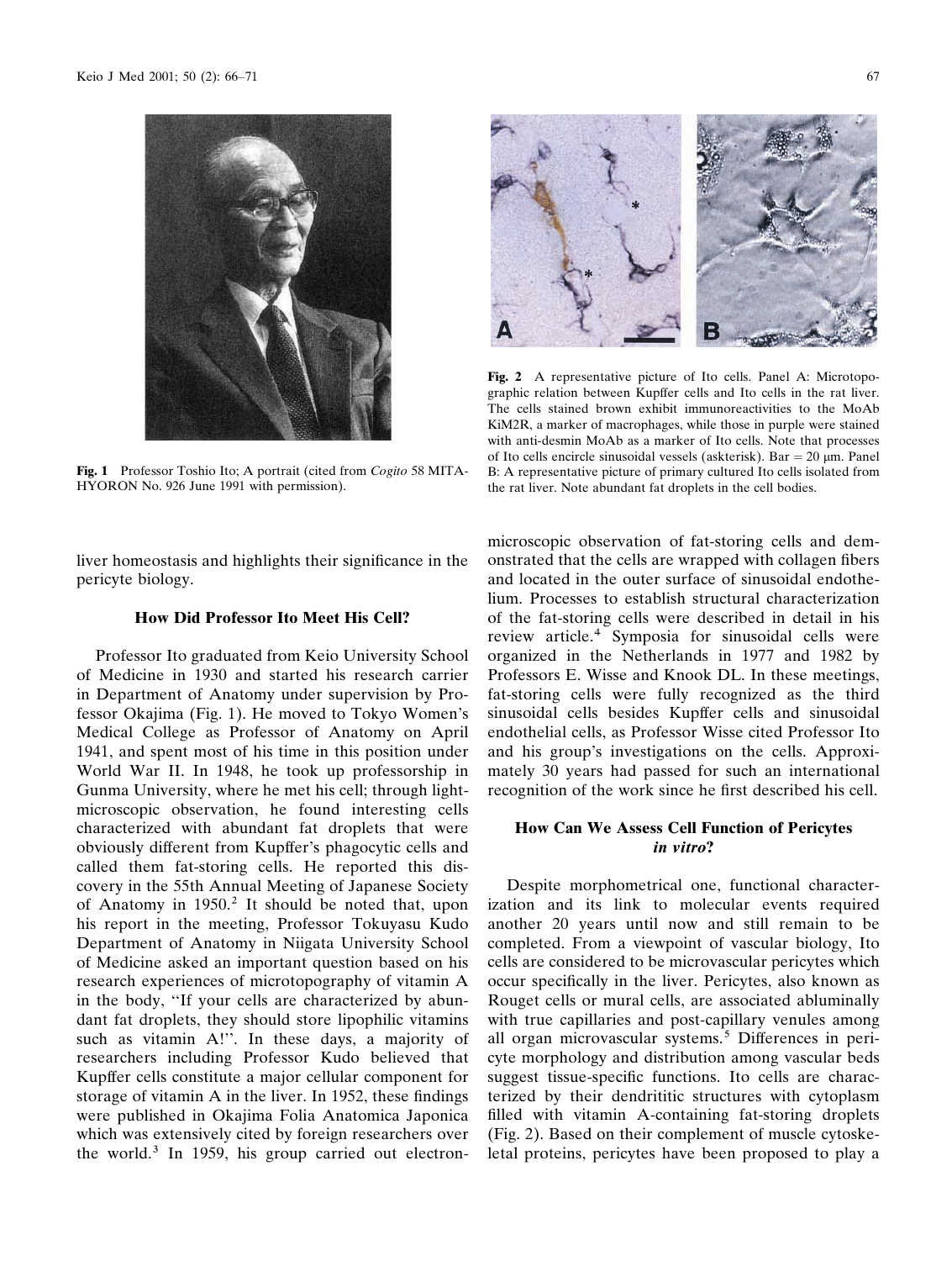Fig. 1 Professor Toshio Ito; A portrait (cited from *Cogito* 58 MITA-HYORON No. 926 June 1991 with permission).

Fig. 2 A representative picture of Ito cells. Panel A: Microtopographic relation between Kupffer cells and Ito cells in the rat liver. The cells stained brown exhibit immunoreactivities to the MoAb KiM2R, a marker of macrophages, while those in purple were stained with anti-desmin MoAb as a marker of Ito cells. Note that processes of Ito cells encircle sinusoidal vessels (askterisk). Bar = 20 μm. Panel B: A representative picture of primary cultured Ito cells isolated from the rat liver. Note abundant fat droplets in the cell bodies.

liver homeostasis and highlights their significance in the pericyte biology.

### How Did Professor Ito Meet His Cell?

Professor Ito graduated from Keio University School of Medicine in 1930 and started his research carrier in Department of Anatomy under supervision by Professor Okajima (Fig. 1). He moved to Tokyo Women's Medical College as Professor of Anatomy on April 1941, and spent most of his time in this position under World War II. In 1948, he took up professorship in Gunma University, where he met his cell; through light-microscopic observation, he found interesting cells characterized with abundant fat droplets that were obviously different from Kupffer's phagocytic cells and called them fat-storing cells. He reported this discovery in the 55th Annual Meeting of Japanese Society of Anatomy in 1950.[2] It should be noted that, upon his report in the meeting, Professor Tokuyasu Kudo Department of Anatomy in Niigata University School of Medicine asked an important question based on his research experiences of microtopography of vitamin A in the body, "If your cells are characterized by abundant fat droplets, they should store lipophilic vitamins such as vitamin A!". In these days, a majority of researchers including Professor Kudo believed that Kupffer cells constitute a major cellular component for storage of vitamin A in the liver. In 1952, these findings were published in Okajima Folia Anatomica Japonica which was extensively cited by foreign researchers over the world.[3] In 1959, his group carried out electron-microscopic observation of fat-storing cells and demonstrated that the cells are wrapped with collagen fibers and located in the outer surface of sinusoidal endothelium. Processes to establish structural characterization of the fat-storing cells were described in detail in his review article.[4] Symposia for sinusoidal cells were organized in the Netherlands in 1977 and 1982 by Professors E. Wisse and Knook DL. In these meetings, fat-storing cells were fully recognized as the third sinusoidal cells besides Kupffer cells and sinusoidal endothelial cells, as Professor Wisse cited Professor Ito and his group's investigations on the cells. Approximately 30 years had passed for such an international recognition of the work since he first described his cell.

### How Can We Assess Cell Function of Pericytes *in vitro*?

Despite morphometrical one, functional characterization and its link to molecular events required another 20 years until now and still remain to be completed. From a viewpoint of vascular biology, Ito cells are considered to be microvascular pericytes which occur specifically in the liver. Pericytes, also known as Rouget cells or mural cells, are associated abluminally with true capillaries and post-capillary venules among all organ microvascular systems.[5] Differences in pericyte morphology and distribution among vascular beds suggest tissue-specific functions. Ito cells are characterized by their dendrititic structures with cytoplasm filled with vitamin A-containing fat-storing droplets (Fig. 2). Based on their complement of muscle cytoskeletal proteins, pericytes have been proposed to play a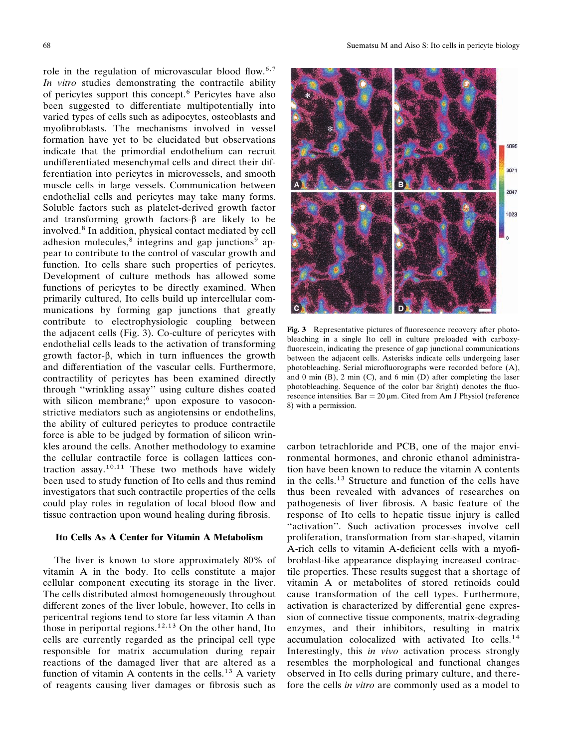role in the regulation of microvascular blood flow.[6,7] *In vitro* studies demonstrating the contractile ability of pericytes support this concept.[6] Pericytes have also been suggested to differentiate multipotentially into varied types of cells such as adipocytes, osteoblasts and myofibroblasts. The mechanisms involved in vessel formation have yet to be elucidated but observations indicate that the primordial endothelium can recruit undifferentiated mesenchymal cells and direct their differentiation into pericytes in microvessels, and smooth muscle cells in large vessels. Communication between endothelial cells and pericytes may take many forms. Soluble factors such as platelet-derived growth factor and transforming growth factors-β are likely to be involved.[8] In addition, physical contact mediated by cell adhesion molecules,[8] integrins and gap junctions[9] appear to contribute to the control of vascular growth and function. Ito cells share such properties of pericytes. Development of culture methods has allowed some functions of pericytes to be directly examined. When primarily cultured, Ito cells build up intercellular communications by forming gap junctions that greatly contribute to electrophysiologic coupling between the adjacent cells (Fig. 3). Co-culture of pericytes with endothelial cells leads to the activation of transforming growth factor-β, which in turn influences the growth and differentiation of the vascular cells. Furthermore, contractility of pericytes has been examined directly through ''wrinkling assay'' using culture dishes coated with silicon membrane;[6] upon exposure to vasoconstrictive mediators such as angiotensins or endothelins, the ability of cultured pericytes to produce contractile force is able to be judged by formation of silicon wrinkles around the cells. Another methodology to examine the cellular contractile force is collagen lattices contraction assay.[10,11] These two methods have widely been used to study function of Ito cells and thus remind investigators that such contractile properties of the cells could play roles in regulation of local blood flow and tissue contraction upon wound healing during fibrosis.

**Fig. 3** Representative pictures of fluorescence recovery after photobleaching in a single Ito cell in culture preloaded with carboxyfluorescein, indicating the presence of gap junctional communications between the adjacent cells. Asterisks indicate cells undergoing laser photobleaching. Serial microfluorographs were recorded before (A), and 0 min (B), 2 min (C), and 6 min (D) after completing the laser photobleaching. Sequence of the color bar 8right) denotes the fluorescence intensities. Bar = 20 μm. Cited from Am J Physiol (reference 8) with a permission.

## Ito Cells As A Center for Vitamin A Metabolism

The liver is known to store approximately 80% of vitamin A in the body. Ito cells constitute a major cellular component executing its storage in the liver. The cells distributed almost homogeneously throughout different zones of the liver lobule, however, Ito cells in pericentral regions tend to store far less vitamin A than those in periportal regions.[12,13] On the other hand, Ito cells are currently regarded as the principal cell type responsible for matrix accumulation during repair reactions of the damaged liver that are altered as a function of vitamin A contents in the cells.[13] A variety of reagents causing liver damages or fibrosis such as carbon tetrachloride and PCB, one of the major environmental hormones, and chronic ethanol administration have been known to reduce the vitamin A contents in the cells.[13] Structure and function of the cells have thus been revealed with advances of researches on pathogenesis of liver fibrosis. A basic feature of the response of Ito cells to hepatic tissue injury is called ''activation''. Such activation processes involve cell proliferation, transformation from star-shaped, vitamin A-rich cells to vitamin A-deficient cells with a myofibroblast-like appearance displaying increased contractile properties. These results suggest that a shortage of vitamin A or metabolites of stored retinoids could cause transformation of the cell types. Furthermore, activation is characterized by differential gene expression of connective tissue components, matrix-degrading enzymes, and their inhibitors, resulting in matrix accumulation colocalized with activated Ito cells.[14] Interestingly, this *in vivo* activation process strongly resembles the morphological and functional changes observed in Ito cells during primary culture, and therefore the cells *in vitro* are commonly used as a model to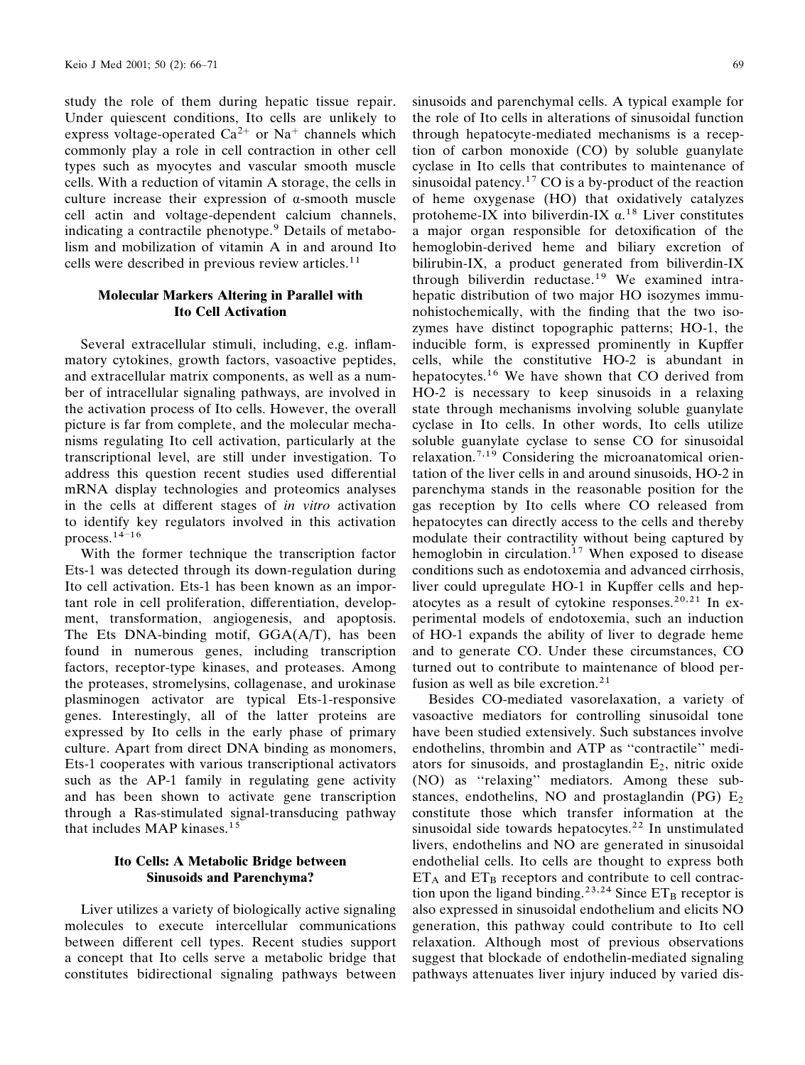study the role of them during hepatic tissue repair. Under quiescent conditions, Ito cells are unlikely to express voltage-operated $Ca^{2+}$ or $Na^{+}$ channels which commonly play a role in cell contraction in other cell types such as myocytes and vascular smooth muscle cells. With a reduction of vitamin A storage, the cells in culture increase their expression of α-smooth muscle cell actin and voltage-dependent calcium channels, indicating a contractile phenotype.[9] Details of metabolism and mobilization of vitamin A in and around Ito cells were described in previous review articles.[11]

### Molecular Markers Altering in Parallel with Ito Cell Activation

Several extracellular stimuli, including, e.g. inflammatory cytokines, growth factors, vasoactive peptides, and extracellular matrix components, as well as a number of intracellular signaling pathways, are involved in the activation process of Ito cells. However, the overall picture is far from complete, and the molecular mechanisms regulating Ito cell activation, particularly at the transcriptional level, are still under investigation. To address this question recent studies used differential mRNA display technologies and proteomics analyses in the cells at different stages of *in vitro* activation to identify key regulators involved in this activation process.[14–16]

With the former technique the transcription factor Ets-1 was detected through its down-regulation during Ito cell activation. Ets-1 has been known as an important role in cell proliferation, differentiation, development, transformation, angiogenesis, and apoptosis. The Ets DNA-binding motif, GGA(A/T), has been found in numerous genes, including transcription factors, receptor-type kinases, and proteases. Among the proteases, stromelysins, collagenase, and urokinase plasminogen activator are typical Ets-1-responsive genes. Interestingly, all of the latter proteins are expressed by Ito cells in the early phase of primary culture. Apart from direct DNA binding as monomers, Ets-1 cooperates with various transcriptional activators such as the AP-1 family in regulating gene activity and has been shown to activate gene transcription through a Ras-stimulated signal-transducing pathway that includes MAP kinases.[15]

### Ito Cells: A Metabolic Bridge between Sinusoids and Parenchyma?

Liver utilizes a variety of biologically active signaling molecules to execute intercellular communications between different cell types. Recent studies support a concept that Ito cells serve a metabolic bridge that constitutes bidirectional signaling pathways between sinusoids and parenchymal cells. A typical example for the role of Ito cells in alterations of sinusoidal function through hepatocyte-mediated mechanisms is a reception of carbon monoxide (CO) by soluble guanylate cyclase in Ito cells that contributes to maintenance of sinusoidal patency.[17] CO is a by-product of the reaction of heme oxygenase (HO) that oxidatively catalyzes protoheme-IX into biliverdin-IX α.[18] Liver constitutes a major organ responsible for detoxification of the hemoglobin-derived heme and biliary excretion of bilirubin-IX, a product generated from biliverdin-IX through biliverdin reductase.[19] We examined intrahepatic distribution of two major HO isozymes immunohistochemically, with the finding that the two isozymes have distinct topographic patterns; HO-1, the inducible form, is expressed prominently in Kupffer cells, while the constitutive HO-2 is abundant in hepatocytes.[16] We have shown that CO derived from HO-2 is necessary to keep sinusoids in a relaxing state through mechanisms involving soluble guanylate cyclase in Ito cells. In other words, Ito cells utilize soluble guanylate cyclase to sense CO for sinusoidal relaxation.[7,19] Considering the microanatomical orientation of the liver cells in and around sinusoids, HO-2 in parenchyma stands in the reasonable position for the gas reception by Ito cells where CO released from hepatocytes can directly access to the cells and thereby modulate their contractility without being captured by hemoglobin in circulation.[17] When exposed to disease conditions such as endotoxemia and advanced cirrhosis, liver could upregulate HO-1 in Kupffer cells and hepatocytes as a result of cytokine responses.[20,21] In experimental models of endotoxemia, such an induction of HO-1 expands the ability of liver to degrade heme and to generate CO. Under these circumstances, CO turned out to contribute to maintenance of blood perfusion as well as bile excretion.[21]

Besides CO-mediated vasorelaxation, a variety of vasoactive mediators for controlling sinusoidal tone have been studied extensively. Such substances involve endothelins, thrombin and ATP as "contractile" mediators for sinusoids, and prostaglandin $E_2$, nitric oxide (NO) as "relaxing" mediators. Among these substances, endothelins, NO and prostaglandin (PG) $E_2$ constitute those which transfer information at the sinusoidal side towards hepatocytes.[22] In unstimulated livers, endothelins and NO are generated in sinusoidal endothelial cells. Ito cells are thought to express both $ET_A$ and $ET_B$ receptors and contribute to cell contraction upon the ligand binding.[23,24] Since $ET_B$ receptor is also expressed in sinusoidal endothelium and elicits NO generation, this pathway could contribute to Ito cell relaxation. Although most of previous observations suggest that blockade of endothelin-mediated signaling pathways attenuates liver injury induced by varied dis-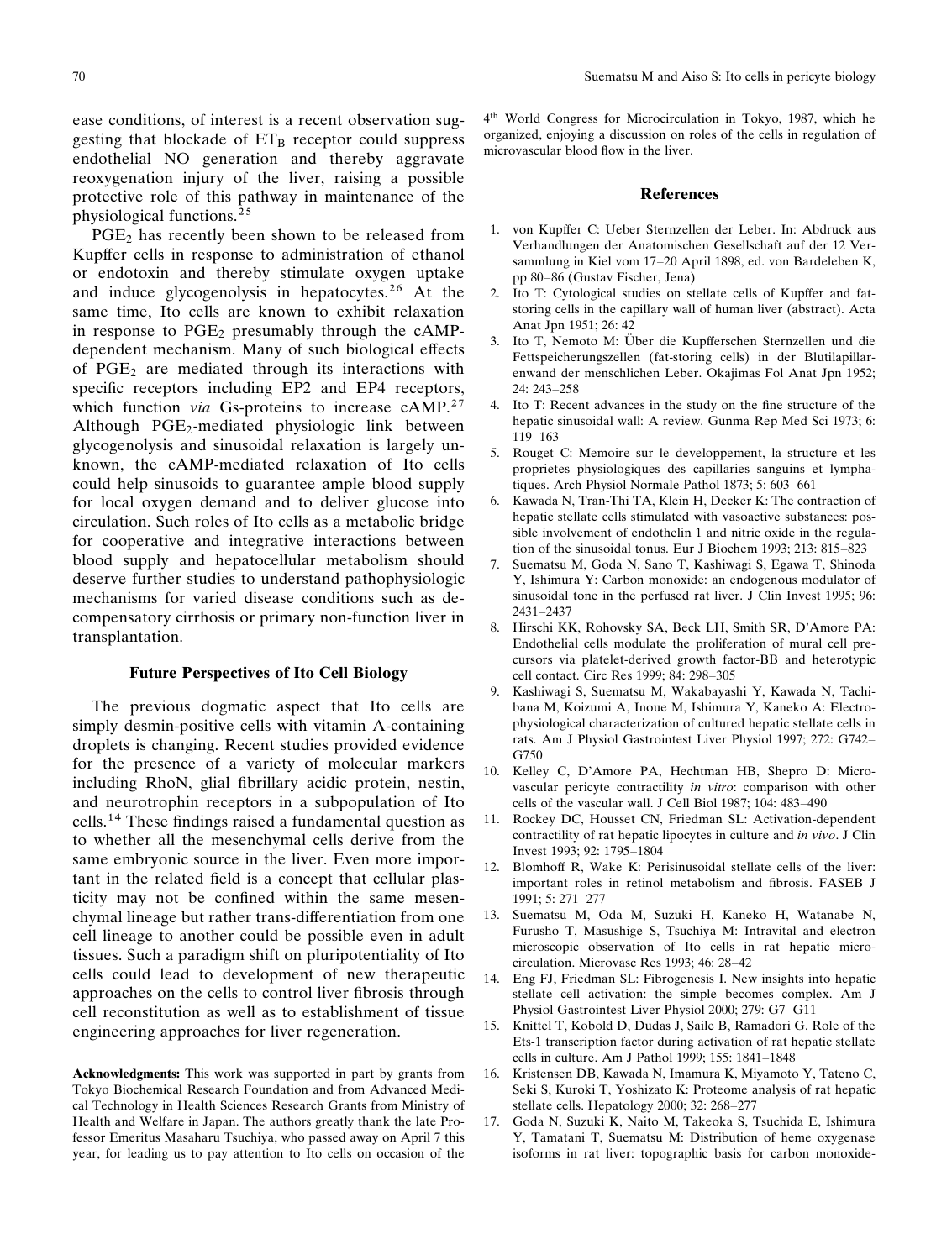ease conditions, of interest is a recent observation suggesting that blockade of $ET_B$ receptor could suppress endothelial NO generation and thereby aggravate reoxygenation injury of the liver, raising a possible protective role of this pathway in maintenance of the physiological functions.[25]

$PGE_2$ has recently been shown to be released from Kupffer cells in response to administration of ethanol or endotoxin and thereby stimulate oxygen uptake and induce glycogenolysis in hepatocytes.[26] At the same time, Ito cells are known to exhibit relaxation in response to $PGE_2$ presumably through the cAMP-dependent mechanism. Many of such biological effects of $PGE_2$ are mediated through its interactions with specific receptors including EP2 and EP4 receptors, which function *via* Gs-proteins to increase cAMP.[27] Although $PGE_2$-mediated physiologic link between glycogenolysis and sinusoidal relaxation is largely unknown, the cAMP-mediated relaxation of Ito cells could help sinusoids to guarantee ample blood supply for local oxygen demand and to deliver glucose into circulation. Such roles of Ito cells as a metabolic bridge for cooperative and integrative interactions between blood supply and hepatocellular metabolism should deserve further studies to understand pathophysiologic mechanisms for varied disease conditions such as decompensatory cirrhosis or primary non-function liver in transplantation.

## Future Perspectives of Ito Cell Biology

The previous dogmatic aspect that Ito cells are simply desmin-positive cells with vitamin A-containing droplets is changing. Recent studies provided evidence for the presence of a variety of molecular markers including RhoN, glial fibrillary acidic protein, nestin, and neurotrophin receptors in a subpopulation of Ito cells.[14] These findings raised a fundamental question as to whether all the mesenchymal cells derive from the same embryonic source in the liver. Even more important in the related field is a concept that cellular plasticity may not be confined within the same mesenchymal lineage but rather trans-differentiation from one cell lineage to another could be possible even in adult tissues. Such a paradigm shift on pluripotentiality of Ito cells could lead to development of new therapeutic approaches on the cells to control liver fibrosis through cell reconstitution as well as to establishment of tissue engineering approaches for liver regeneration.

**Acknowledgments:** This work was supported in part by grants from Tokyo Biochemical Research Foundation and from Advanced Medical Technology in Health Sciences Research Grants from Ministry of Health and Welfare in Japan. The authors greatly thank the late Professor Emeritus Masaharu Tsuchiya, who passed away on April 7 this year, for leading us to pay attention to Ito cells on occasion of the 4th World Congress for Microcirculation in Tokyo, 1987, which he organized, enjoying a discussion on roles of the cells in regulation of microvascular blood flow in the liver.

## References

1. von Kupffer C: Ueber Sternzellen der Leber. In: Abdruck aus Verhandlungen der Anatomischen Gesellschaft auf der 12 Versammlung in Kiel vom 17–20 April 1898, ed. von Bardeleben K, pp 80–86 (Gustav Fischer, Jena)
2. Ito T: Cytological studies on stellate cells of Kupffer and fat-storing cells in the capillary wall of human liver (abstract). Acta Anat Jpn 1951; 26: 42
3. Ito T, Nemoto M: Über die Kupfferschen Sternzellen und die Fettspeicherungszellen (fat-storing cells) in der Blutilapillarenwand der menschlichen Leber. Okajimas Fol Anat Jpn 1952; 24: 243–258
4. Ito T: Recent advances in the study on the fine structure of the hepatic sinusoidal wall: A review. Gunma Rep Med Sci 1973; 6: 119–163
5. Rouget C: Memoire sur le developpement, la structure et les proprietes physiologiques des capillaries sanguins et lymphatiques. Arch Physiol Normale Pathol 1873; 5: 603–661
6. Kawada N, Tran-Thi TA, Klein H, Decker K: The contraction of hepatic stellate cells stimulated with vasoactive substances: possible involvement of endothelin 1 and nitric oxide in the regulation of the sinusoidal tonus. Eur J Biochem 1993; 213: 815–823
7. Suematsu M, Goda N, Sano T, Kashiwagi S, Egawa T, Shinoda Y, Ishimura Y: Carbon monoxide: an endogenous modulator of sinusoidal tone in the perfused rat liver. J Clin Invest 1995; 96: 2431–2437
8. Hirschi KK, Rohovsky SA, Beck LH, Smith SR, D'Amore PA: Endothelial cells modulate the proliferation of mural cell precursors via platelet-derived growth factor-BB and heterotypic cell contact. Circ Res 1999; 84: 298–305
9. Kashiwagi S, Suematsu M, Wakabayashi Y, Kawada N, Tachibana M, Koizumi A, Inoue M, Ishimura Y, Kaneko A: Electrophysiological characterization of cultured hepatic stellate cells in rats. Am J Physiol Gastrointest Liver Physiol 1997; 272: G742–G750
10. Kelley C, D'Amore PA, Hechtman HB, Shepro D: Microvascular pericyte contractility *in vitro*: comparison with other cells of the vascular wall. J Cell Biol 1987; 104: 483–490
11. Rockey DC, Housset CN, Friedman SL: Activation-dependent contractility of rat hepatic lipocytes in culture and *in vivo*. J Clin Invest 1993; 92: 1795–1804
12. Blomhoff R, Wake K: Perisinusoidal stellate cells of the liver: important roles in retinol metabolism and fibrosis. FASEB J 1991; 5: 271–277
13. Suematsu M, Oda M, Suzuki H, Kaneko H, Watanabe N, Furusho T, Masushige S, Tsuchiya M: Intravital and electron microscopic observation of Ito cells in rat hepatic microcirculation. Microvasc Res 1993; 46: 28–42
14. Eng FJ, Friedman SL: Fibrogenesis I. New insights into hepatic stellate cell activation: the simple becomes complex. Am J Physiol Gastrointest Liver Physiol 2000; 279: G7–G11
15. Knittel T, Kobold D, Dudas J, Saile B, Ramadori G. Role of the Ets-1 transcription factor during activation of rat hepatic stellate cells in culture. Am J Pathol 1999; 155: 1841–1848
16. Kristensen DB, Kawada N, Imamura K, Miyamoto Y, Tateno C, Seki S, Kuroki T, Yoshizato K: Proteome analysis of rat hepatic stellate cells. Hepatology 2000; 32: 268–277
17. Goda N, Suzuki K, Naito M, Takeoka S, Tsuchida E, Ishimura Y, Tamatani T, Suematsu M: Distribution of heme oxygenase isoforms in rat liver: topographic basis for carbon monoxide-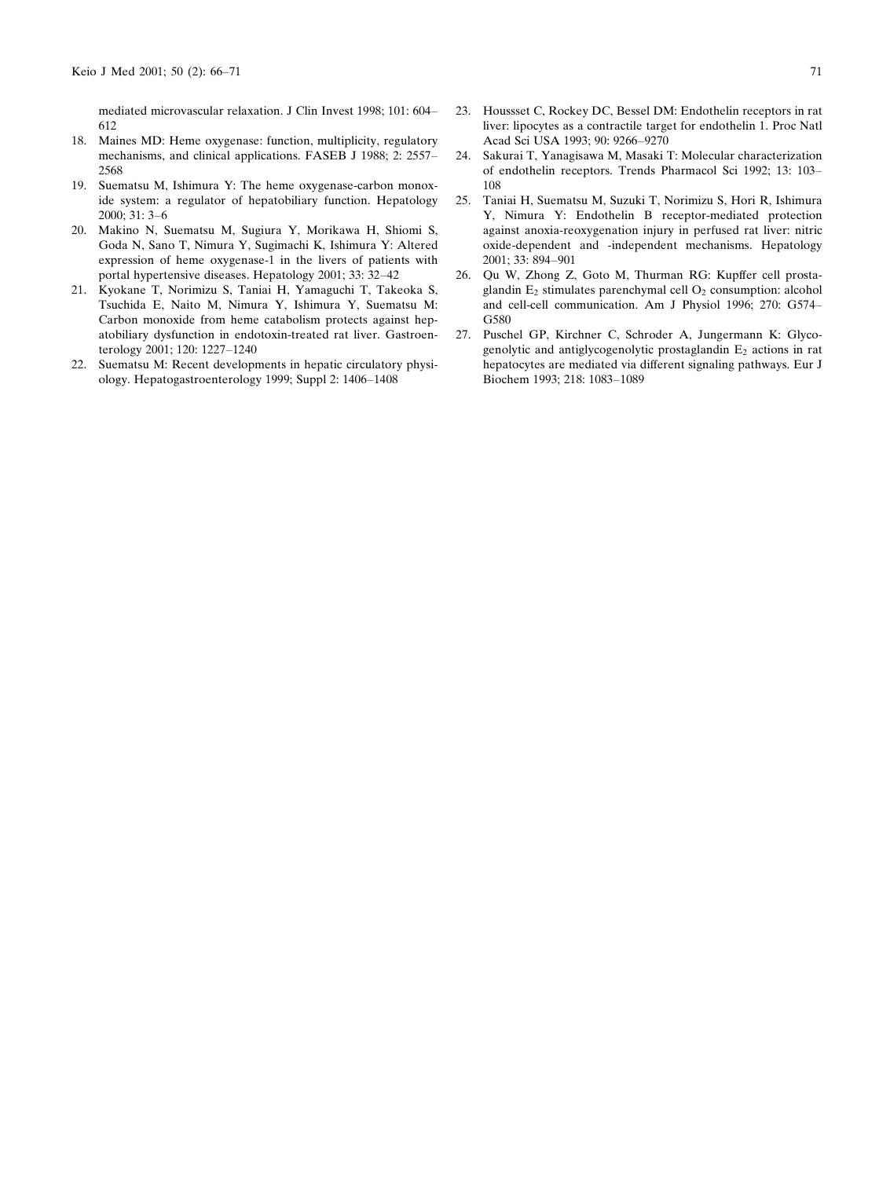mediated microvascular relaxation. J Clin Invest 1998; 101: 604–612

18. Maines MD: Heme oxygenase: function, multiplicity, regulatory mechanisms, and clinical applications. FASEB J 1988; 2: 2557–2568
19. Suematsu M, Ishimura Y: The heme oxygenase-carbon monoxide system: a regulator of hepatobiliary function. Hepatology 2000; 31: 3–6
20. Makino N, Suematsu M, Sugiura Y, Morikawa H, Shiomi S, Goda N, Sano T, Nimura Y, Sugimachi K, Ishimura Y: Altered expression of heme oxygenase-1 in the livers of patients with portal hypertensive diseases. Hepatology 2001; 33: 32–42
21. Kyokane T, Norimizu S, Taniai H, Yamaguchi T, Takeoka S, Tsuchida E, Naito M, Nimura Y, Ishimura Y, Suematsu M: Carbon monoxide from heme catabolism protects against hepatobiliary dysfunction in endotoxin-treated rat liver. Gastroenterology 2001; 120: 1227–1240
22. Suematsu M: Recent developments in hepatic circulatory physiology. Hepatogastroenterology 1999; Suppl 2: 1406–1408
23. Housset C, Rockey DC, Bessel DM: Endothelin receptors in rat liver: lipocytes as a contractile target for endothelin 1. Proc Natl Acad Sci USA 1993; 90: 9266–9270
24. Sakurai T, Yanagisawa M, Masaki T: Molecular characterization of endothelin receptors. Trends Pharmacol Sci 1992; 13: 103–108
25. Taniai H, Suematsu M, Suzuki T, Norimizu S, Hori R, Ishimura Y, Nimura Y: Endothelin B receptor-mediated protection against anoxia-reoxygenation injury in perfused rat liver: nitric oxide-dependent and -independent mechanisms. Hepatology 2001; 33: 894–901
26. Qu W, Zhong Z, Goto M, Thurman RG: Kupffer cell prostaglandin $E_2$ stimulates parenchymal cell $O_2$ consumption: alcohol and cell-cell communication. Am J Physiol 1996; 270: G574–G580
27. Puschel GP, Kirchner C, Schroder A, Jungermann K: Glycogenolytic and antiglycogenolytic prostaglandin $E_2$ actions in rat hepatocytes are mediated via different signaling pathways. Eur J Biochem 1993; 218: 1083–1089